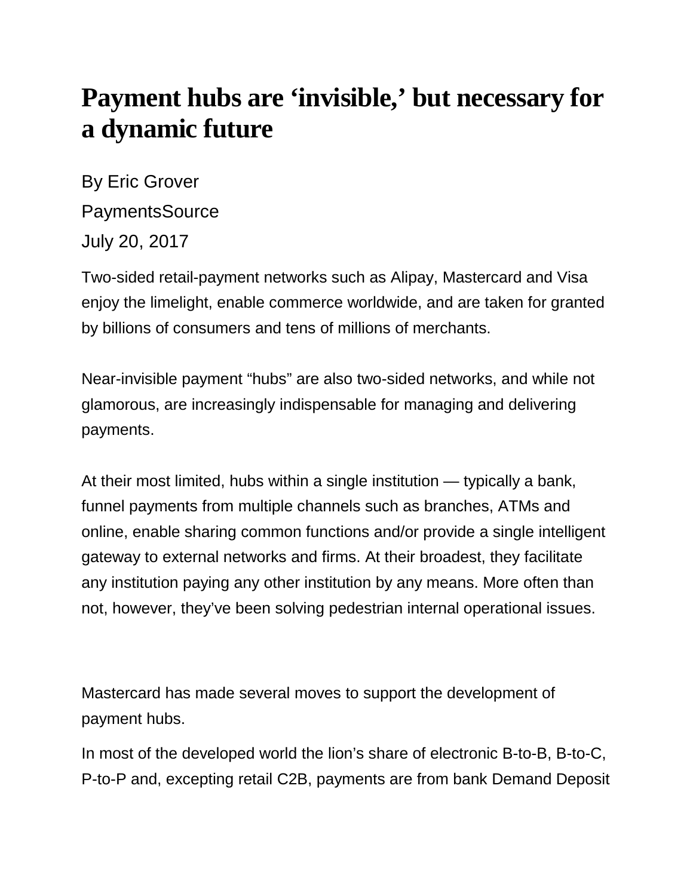# Payment hubs are 'invisible,' but necessary for a dynamic future

By Eric Grover

PaymentsSource

July 20, 2017

Two-sided retail-payment networks such as Alipay, Mastercard and Visa enjoy the limelight, enable commerce worldwide, and are taken for granted by billions of consumers and tens of millions of merchants.

Near-invisible payment "hubs" are also two-sided networks, and while not glamorous, are increasingly indispensable for managing and delivering payments.

At their most limited, hubs within a single institution — typically a bank, funnel payments from multiple channels such as branches, ATMs and online, enable sharing common functions and/or provide a single intelligent gateway to external networks and firms. At their broadest, they facilitate any institution paying any other institution by any means. More often than not, however, they've been solving pedestrian internal operational issues.

Mastercard has made several moves to support the development of payment hubs.

In most of the developed world the lion's share of electronic B-to-B, B-to-C, P-to-P and, excepting retail C2B, payments are from bank Demand Deposit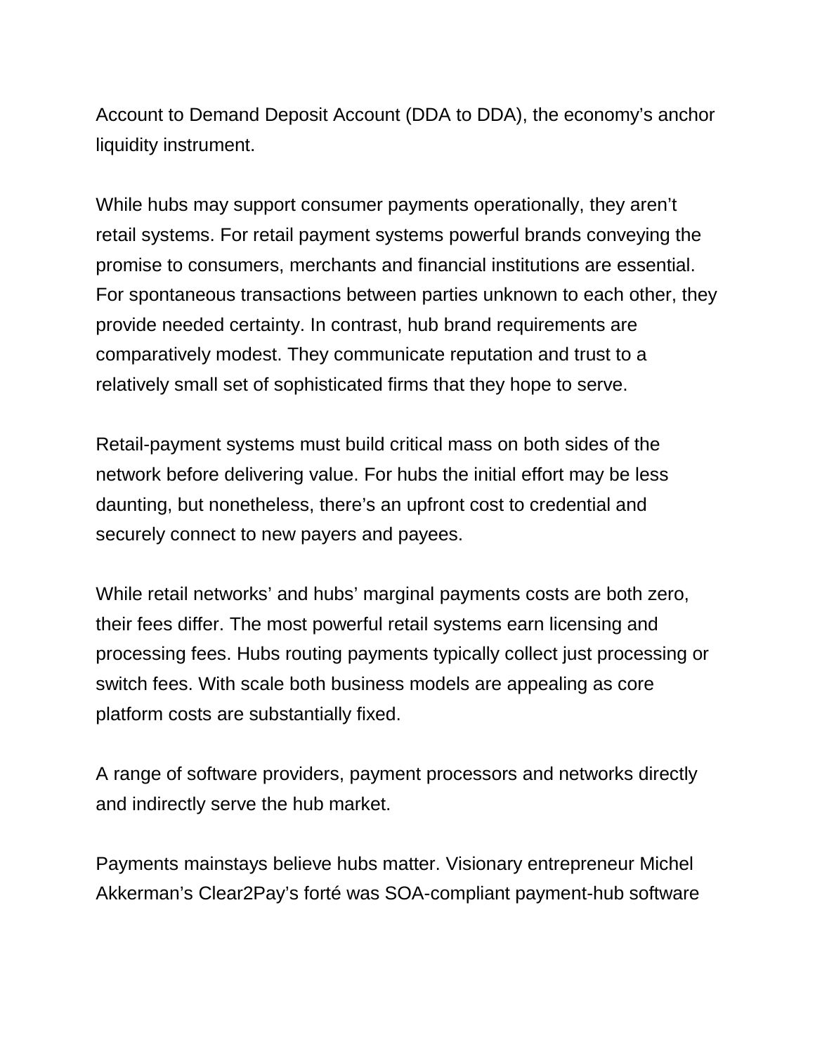Account to Demand Deposit Account (DDA to DDA), the economy's anchor liquidity instrument.

While hubs may support consumer payments operationally, they aren't retail systems. For retail payment systems powerful brands conveying the promise to consumers, merchants and financial institutions are essential. For spontaneous transactions between parties unknown to each other, they provide needed certainty. In contrast, hub brand requirements are comparatively modest. They communicate reputation and trust to a relatively small set of sophisticated firms that they hope to serve.

Retail-payment systems must build critical mass on both sides of the network before delivering value. For hubs the initial effort may be less daunting, but nonetheless, there's an upfront cost to credential and securely connect to new payers and payees.

While retail networks' and hubs' marginal payments costs are both zero, their fees differ. The most powerful retail systems earn licensing and processing fees. Hubs routing payments typically collect just processing or switch fees. With scale both business models are appealing as core platform costs are substantially fixed.

A range of software providers, payment processors and networks directly and indirectly serve the hub market.

Payments mainstays believe hubs matter. Visionary entrepreneur Michel Akkerman's Clear2Pay's forté was SOA-compliant payment-hub software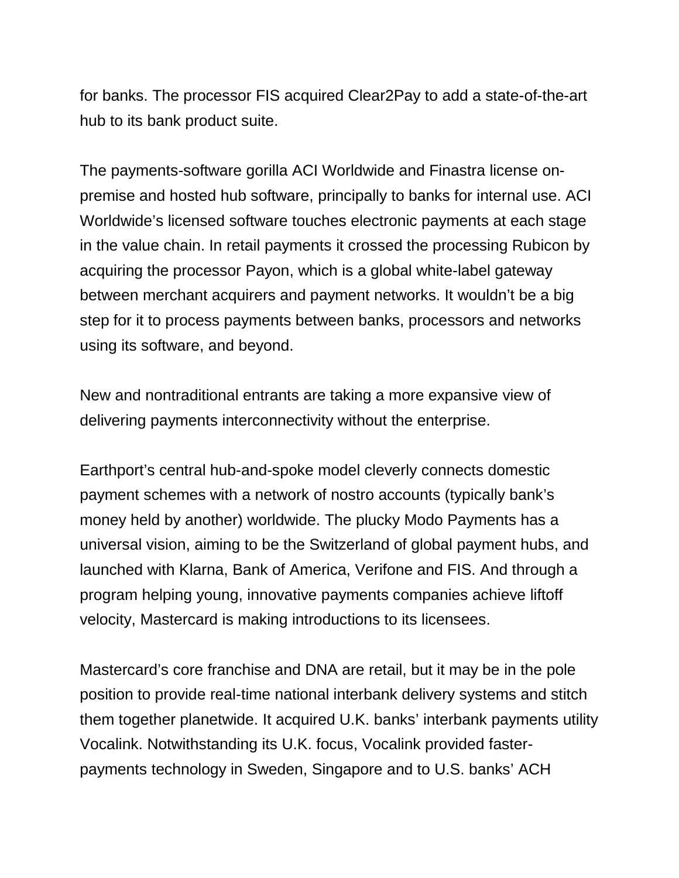for banks. The processor FIS acquired Clear2Pay to add a state-of-the-art hub to its bank product suite.

The payments-software gorilla ACI Worldwide and Finastra license on-premise and hosted hub software, principally to banks for internal use. ACI Worldwide's licensed software touches electronic payments at each stage in the value chain. In retail payments it crossed the processing Rubicon by acquiring the processor Payon, which is a global white-label gateway between merchant acquirers and payment networks. It wouldn't be a big step for it to process payments between banks, processors and networks using its software, and beyond.

New and nontraditional entrants are taking a more expansive view of delivering payments interconnectivity without the enterprise.

Earthport's central hub-and-spoke model cleverly connects domestic payment schemes with a network of nostro accounts (typically bank's money held by another) worldwide. The plucky Modo Payments has a universal vision, aiming to be the Switzerland of global payment hubs, and launched with Klarna, Bank of America, Verifone and FIS. And through a program helping young, innovative payments companies achieve liftoff velocity, Mastercard is making introductions to its licensees.

Mastercard's core franchise and DNA are retail, but it may be in the pole position to provide real-time national interbank delivery systems and stitch them together planetwide. It acquired U.K. banks' interbank payments utility Vocalink. Notwithstanding its U.K. focus, Vocalink provided faster-payments technology in Sweden, Singapore and to U.S. banks' ACH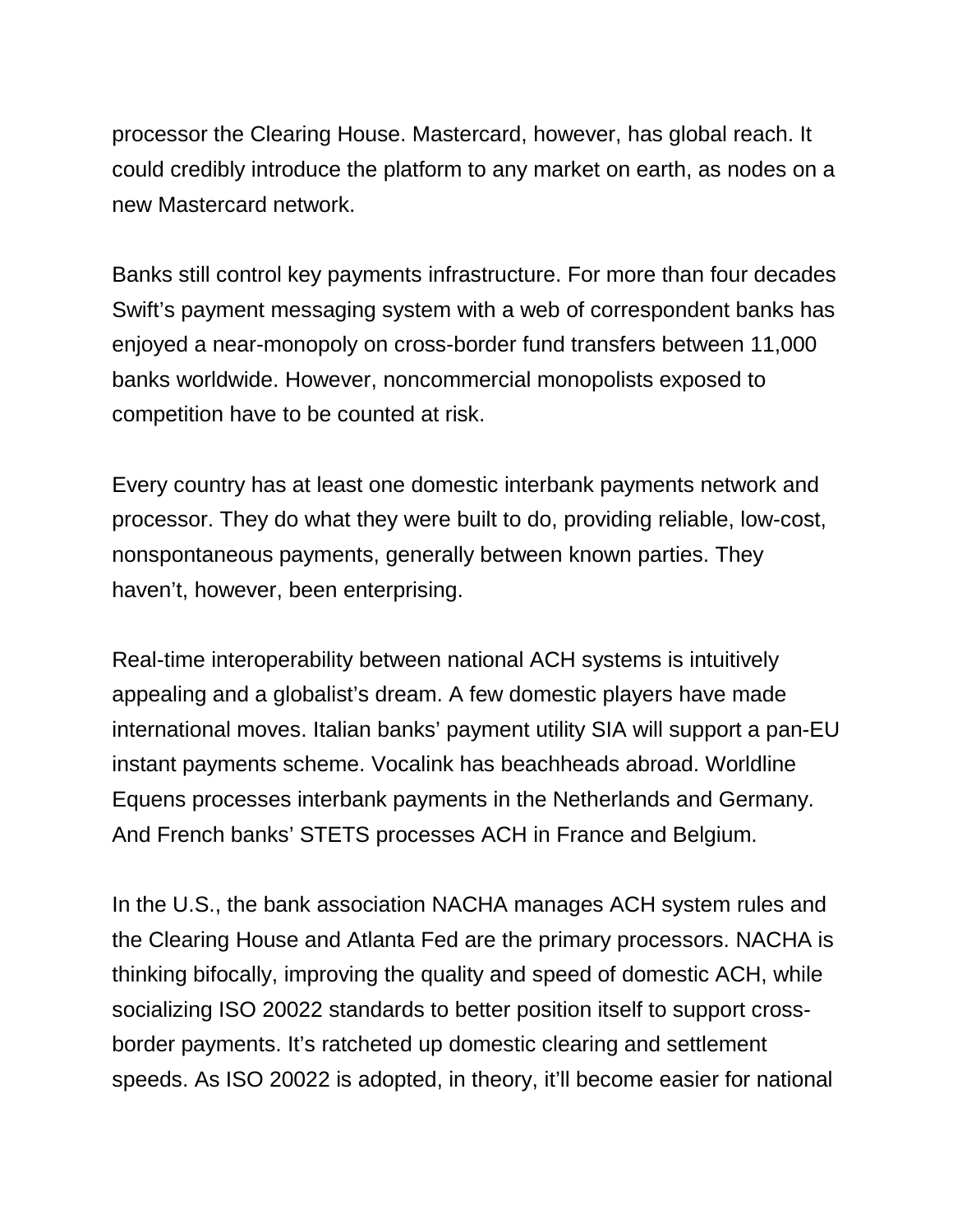processor the Clearing House. Mastercard, however, has global reach. It could credibly introduce the platform to any market on earth, as nodes on a new Mastercard network.

Banks still control key payments infrastructure. For more than four decades Swift's payment messaging system with a web of correspondent banks has enjoyed a near-monopoly on cross-border fund transfers between 11,000 banks worldwide. However, noncommercial monopolists exposed to competition have to be counted at risk.

Every country has at least one domestic interbank payments network and processor. They do what they were built to do, providing reliable, low-cost, nonspontaneous payments, generally between known parties. They haven't, however, been enterprising.

Real-time interoperability between national ACH systems is intuitively appealing and a globalist's dream. A few domestic players have made international moves. Italian banks' payment utility SIA will support a pan-EU instant payments scheme. Vocalink has beachheads abroad. Worldline Equens processes interbank payments in the Netherlands and Germany. And French banks' STETS processes ACH in France and Belgium.

In the U.S., the bank association NACHA manages ACH system rules and the Clearing House and Atlanta Fed are the primary processors. NACHA is thinking bifocally, improving the quality and speed of domestic ACH, while socializing ISO 20022 standards to better position itself to support cross-border payments. It's ratcheted up domestic clearing and settlement speeds. As ISO 20022 is adopted, in theory, it'll become easier for national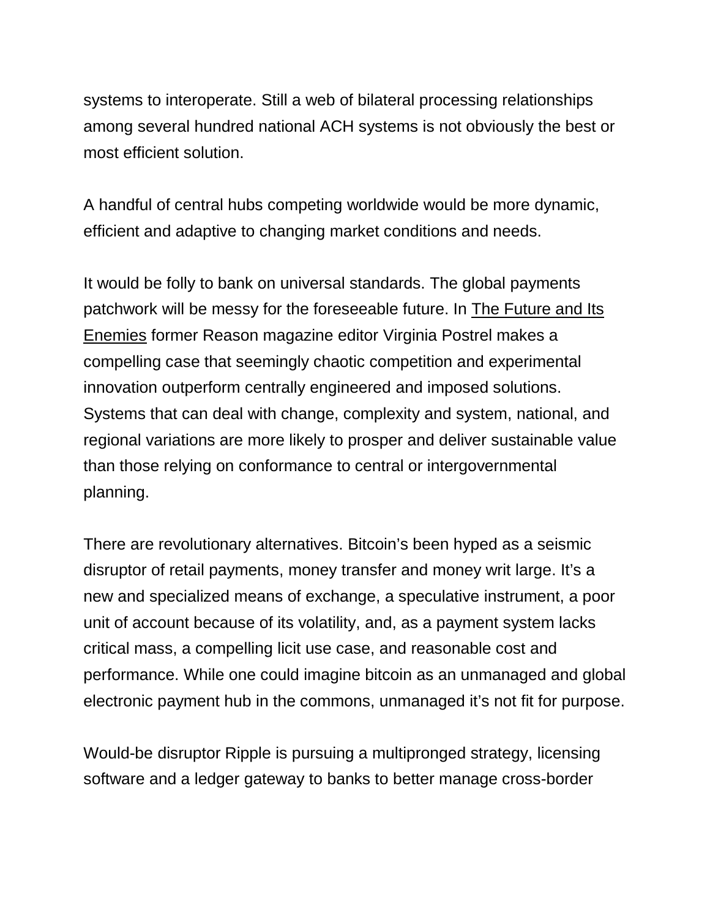systems to interoperate. Still a web of bilateral processing relationships among several hundred national ACH systems is not obviously the best or most efficient solution.

A handful of central hubs competing worldwide would be more dynamic, efficient and adaptive to changing market conditions and needs.

It would be folly to bank on universal standards. The global payments patchwork will be messy for the foreseeable future. In The Future and Its Enemies former Reason magazine editor Virginia Postrel makes a compelling case that seemingly chaotic competition and experimental innovation outperform centrally engineered and imposed solutions. Systems that can deal with change, complexity and system, national, and regional variations are more likely to prosper and deliver sustainable value than those relying on conformance to central or intergovernmental planning.

There are revolutionary alternatives. Bitcoin's been hyped as a seismic disruptor of retail payments, money transfer and money writ large. It's a new and specialized means of exchange, a speculative instrument, a poor unit of account because of its volatility, and, as a payment system lacks critical mass, a compelling licit use case, and reasonable cost and performance. While one could imagine bitcoin as an unmanaged and global electronic payment hub in the commons, unmanaged it's not fit for purpose.

Would-be disruptor Ripple is pursuing a multipronged strategy, licensing software and a ledger gateway to banks to better manage cross-border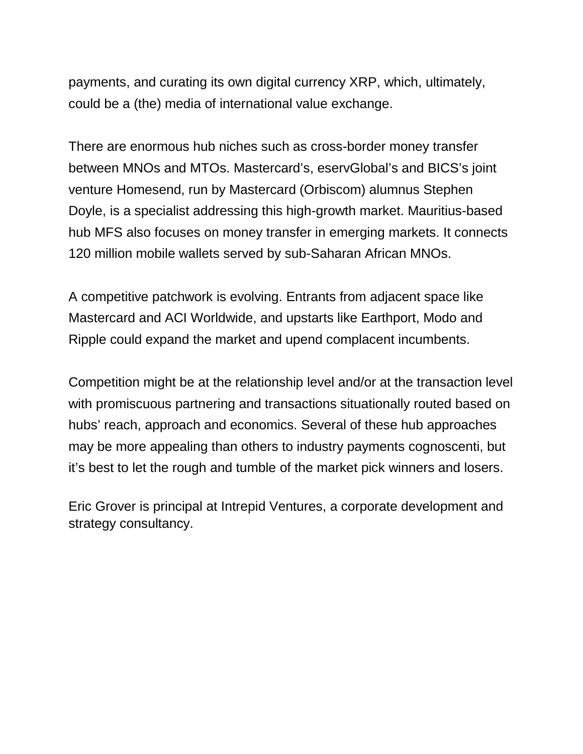payments, and curating its own digital currency XRP, which, ultimately, could be a (the) media of international value exchange.

There are enormous hub niches such as cross-border money transfer between MNOs and MTOs. Mastercard's, eservGlobal's and BICS's joint venture Homesend, run by Mastercard (Orbiscom) alumnus Stephen Doyle, is a specialist addressing this high-growth market. Mauritius-based hub MFS also focuses on money transfer in emerging markets. It connects 120 million mobile wallets served by sub-Saharan African MNOs.

A competitive patchwork is evolving. Entrants from adjacent space like Mastercard and ACI Worldwide, and upstarts like Earthport, Modo and Ripple could expand the market and upend complacent incumbents.

Competition might be at the relationship level and/or at the transaction level with promiscuous partnering and transactions situationally routed based on hubs' reach, approach and economics. Several of these hub approaches may be more appealing than others to industry payments cognoscenti, but it's best to let the rough and tumble of the market pick winners and losers.

Eric Grover is principal at Intrepid Ventures, a corporate development and strategy consultancy.